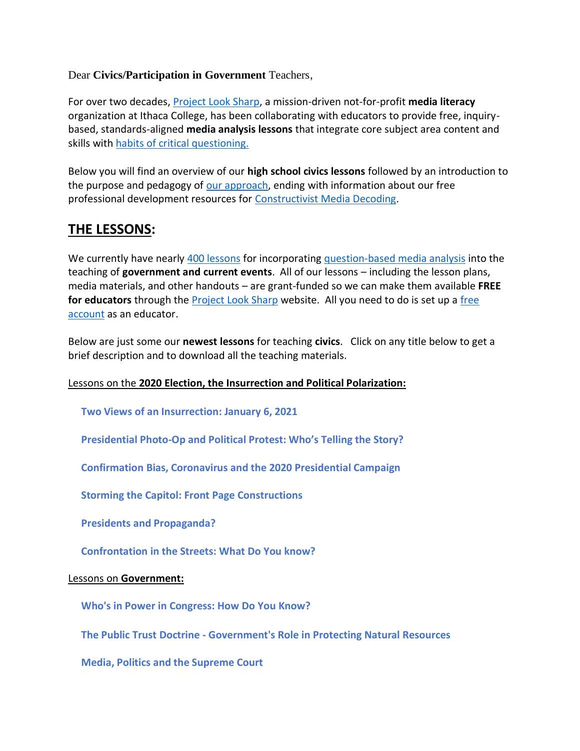Dear **Civics/Participation in Government** Teachers,

For over two decades, Project Look Sharp, a mission-driven not-for-profit **media literacy** organization at Ithaca College, has been collaborating with educators to provide free, inquiry-based, standards-aligned **media analysis lessons** that integrate core subject area content and skills with habits of critical questioning.

Below you will find an overview of our **high school civics lessons** followed by an introduction to the purpose and pedagogy of our approach, ending with information about our free professional development resources for Constructivist Media Decoding.

## THE LESSONS:

We currently have nearly 400 lessons for incorporating question-based media analysis into the teaching of **government and current events**. All of our lessons – including the lesson plans, media materials, and other handouts – are grant-funded so we can make them available **FREE for educators** through the Project Look Sharp website. All you need to do is set up a free account as an educator.

Below are just some our **newest lessons** for teaching **civics**. Click on any title below to get a brief description and to download all the teaching materials.

Lessons on the **2020 Election, the Insurrection and Political Polarization:**

- **Two Views of an Insurrection: January 6, 2021**
- **Presidential Photo-Op and Political Protest: Who's Telling the Story?**
- **Confirmation Bias, Coronavirus and the 2020 Presidential Campaign**
- **Storming the Capitol: Front Page Constructions**
- **Presidents and Propaganda?**
- **Confrontation in the Streets: What Do You know?**

Lessons on **Government:**

- **Who's in Power in Congress: How Do You Know?**
- **The Public Trust Doctrine - Government's Role in Protecting Natural Resources**
- **Media, Politics and the Supreme Court**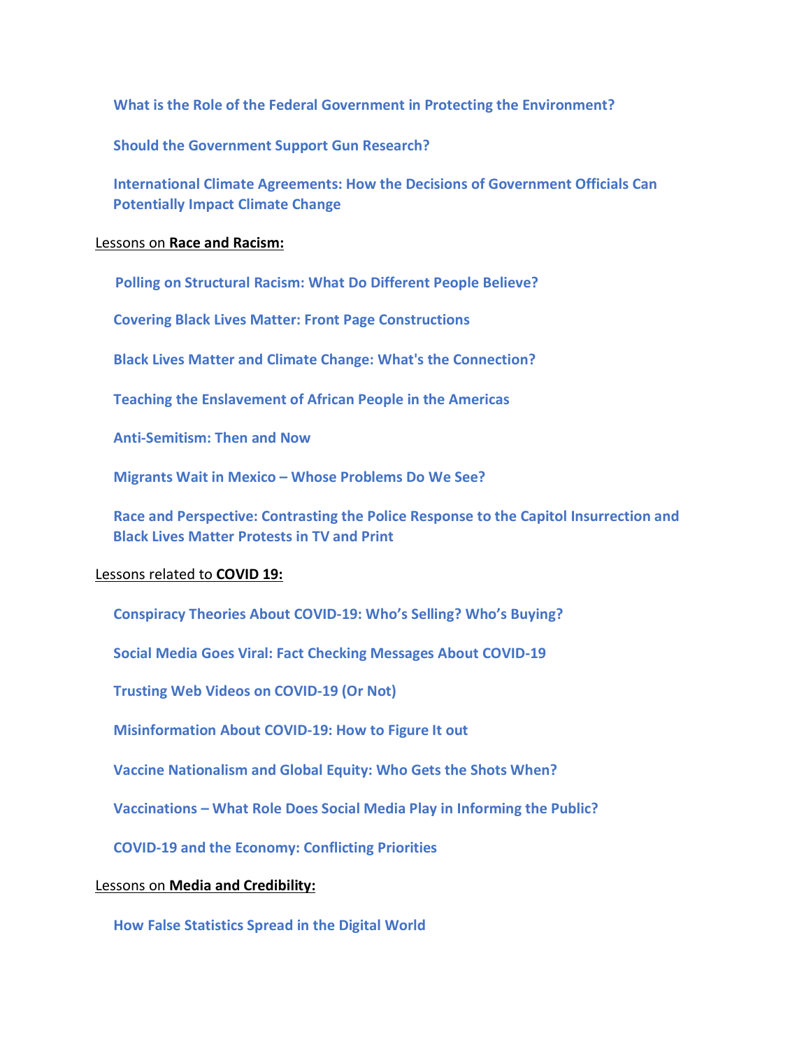**What is the Role of the Federal Government in Protecting the Environment?**

**Should the Government Support Gun Research?**

**International Climate Agreements: How the Decisions of Government Officials Can Potentially Impact Climate Change**

Lessons on **Race and Racism:**

**Polling on Structural Racism: What Do Different People Believe?**

**Covering Black Lives Matter: Front Page Constructions**

**Black Lives Matter and Climate Change: What's the Connection?**

**Teaching the Enslavement of African People in the Americas**

**Anti-Semitism: Then and Now**

**Migrants Wait in Mexico – Whose Problems Do We See?**

**Race and Perspective: Contrasting the Police Response to the Capitol Insurrection and Black Lives Matter Protests in TV and Print**

Lessons related to **COVID 19:**

**Conspiracy Theories About COVID-19: Who's Selling? Who's Buying?**

**Social Media Goes Viral: Fact Checking Messages About COVID-19**

**Trusting Web Videos on COVID-19 (Or Not)**

**Misinformation About COVID-19: How to Figure It out**

**Vaccine Nationalism and Global Equity: Who Gets the Shots When?**

**Vaccinations – What Role Does Social Media Play in Informing the Public?**

**COVID-19 and the Economy: Conflicting Priorities**

Lessons on **Media and Credibility:**

**How False Statistics Spread in the Digital World**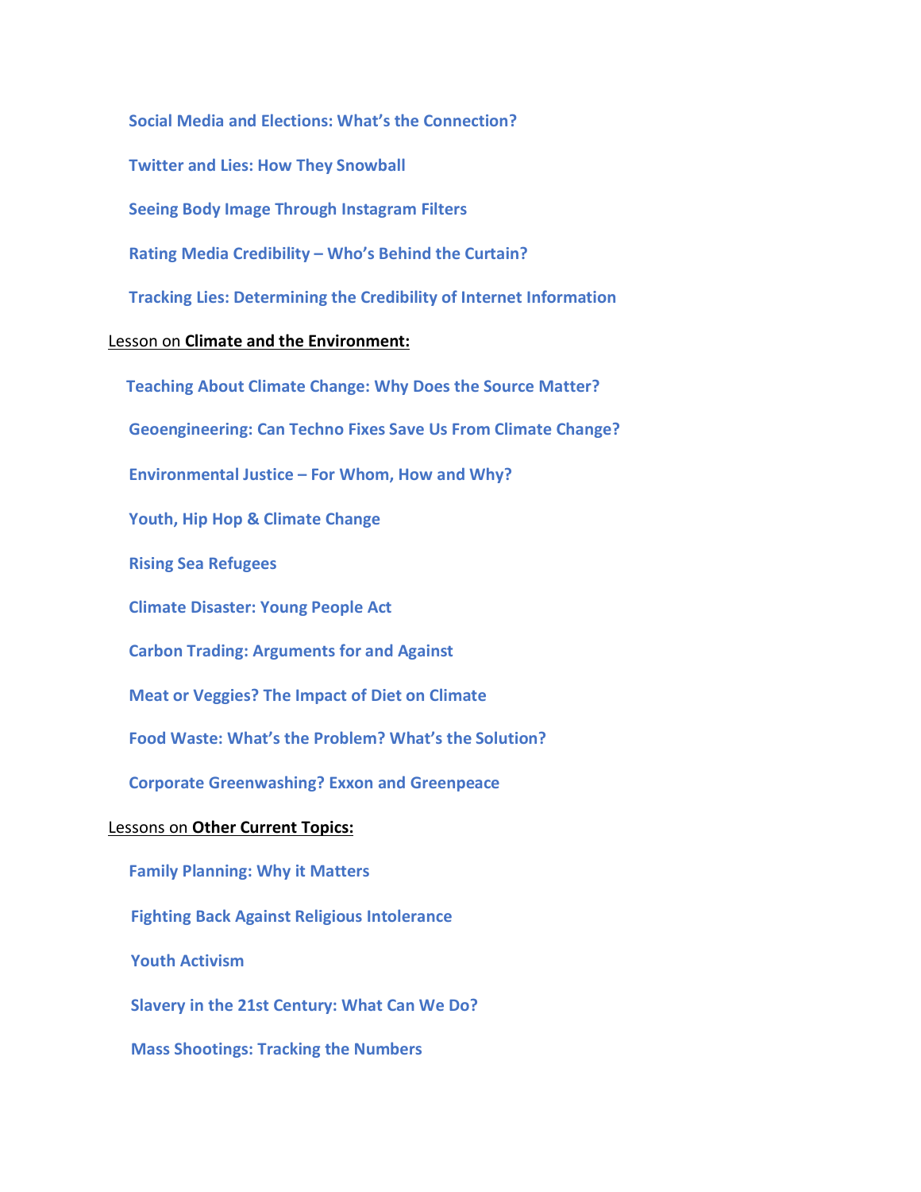**Social Media and Elections: What's the Connection?**

**Twitter and Lies: How They Snowball**

**Seeing Body Image Through Instagram Filters**

**Rating Media Credibility – Who's Behind the Curtain?**

**Tracking Lies: Determining the Credibility of Internet Information**

Lesson on **Climate and the Environment:**

**Teaching About Climate Change: Why Does the Source Matter?**

**Geoengineering: Can Techno Fixes Save Us From Climate Change?**

**Environmental Justice – For Whom, How and Why?**

**Youth, Hip Hop & Climate Change**

**Rising Sea Refugees**

**Climate Disaster: Young People Act**

**Carbon Trading: Arguments for and Against**

**Meat or Veggies? The Impact of Diet on Climate**

**Food Waste: What's the Problem? What's the Solution?**

**Corporate Greenwashing? Exxon and Greenpeace**

Lessons on **Other Current Topics:**

**Family Planning: Why it Matters**

**Fighting Back Against Religious Intolerance**

**Youth Activism**

**Slavery in the 21st Century: What Can We Do?**

**Mass Shootings: Tracking the Numbers**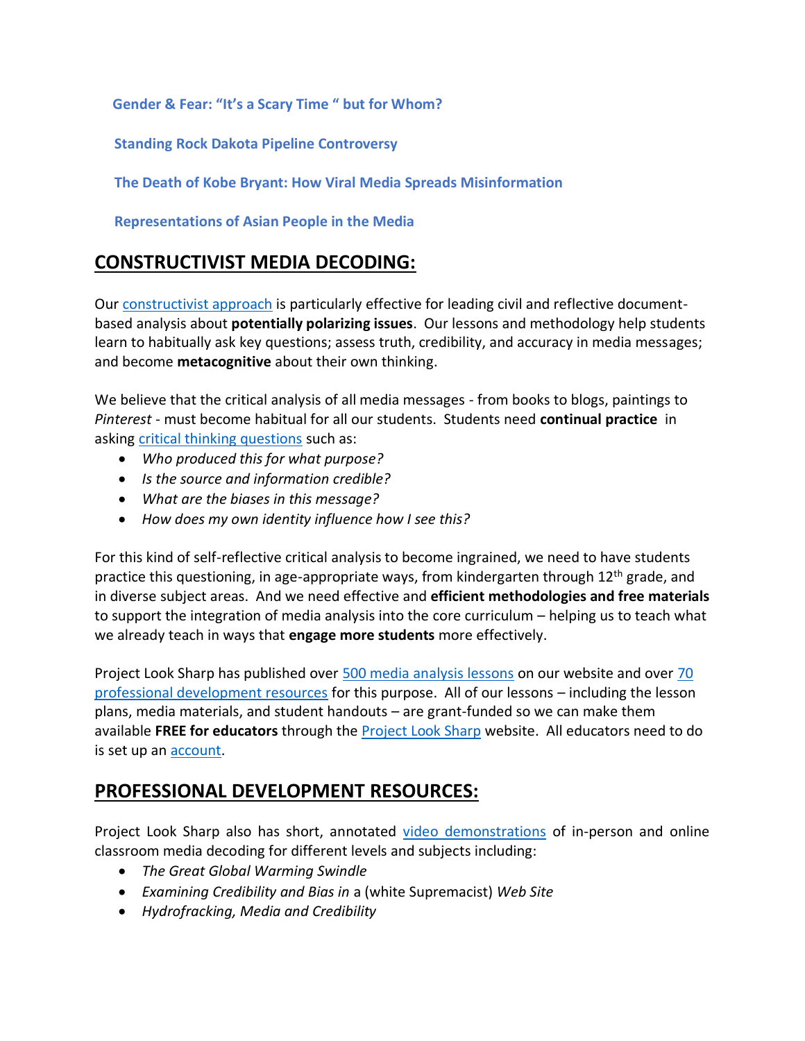**Gender & Fear: "It's a Scary Time " but for Whom?**

**Standing Rock Dakota Pipeline Controversy**

**The Death of Kobe Bryant: How Viral Media Spreads Misinformation**

**Representations of Asian People in the Media**

## CONSTRUCTIVIST MEDIA DECODING:

Our constructivist approach is particularly effective for leading civil and reflective document-based analysis about **potentially polarizing issues**. Our lessons and methodology help students learn to habitually ask key questions; assess truth, credibility, and accuracy in media messages; and become **metacognitive** about their own thinking.

We believe that the critical analysis of all media messages - from books to blogs, paintings to *Pinterest* - must become habitual for all our students. Students need **continual practice** in asking critical thinking questions such as:

- *Who produced this for what purpose?*
- *Is the source and information credible?*
- *What are the biases in this message?*
- *How does my own identity influence how I see this?*

For this kind of self-reflective critical analysis to become ingrained, we need to have students practice this questioning, in age-appropriate ways, from kindergarten through 12th grade, and in diverse subject areas. And we need effective and **efficient methodologies and free materials** to support the integration of media analysis into the core curriculum – helping us to teach what we already teach in ways that **engage more students** more effectively.

Project Look Sharp has published over 500 media analysis lessons on our website and over 70 professional development resources for this purpose. All of our lessons – including the lesson plans, media materials, and student handouts – are grant-funded so we can make them available **FREE for educators** through the Project Look Sharp website. All educators need to do is set up an account.

## PROFESSIONAL DEVELOPMENT RESOURCES:

Project Look Sharp also has short, annotated video demonstrations of in-person and online classroom media decoding for different levels and subjects including:

- *The Great Global Warming Swindle*
- *Examining Credibility and Bias in* a (white Supremacist) *Web Site*
- *Hydrofracking, Media and Credibility*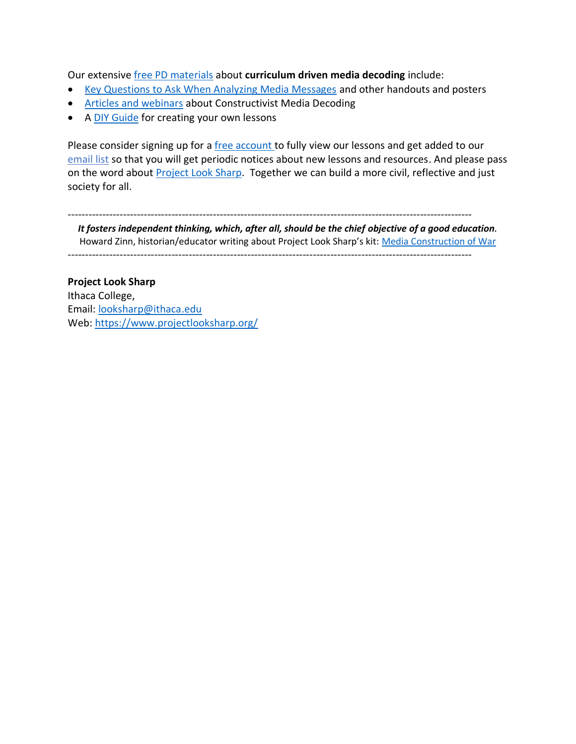Our extensive free PD materials about **curriculum driven media decoding** include:

- Key Questions to Ask When Analyzing Media Messages and other handouts and posters
- Articles and webinars about Constructivist Media Decoding
- A DIY Guide for creating your own lessons

Please consider signing up for a free account to fully view our lessons and get added to our email list so that you will get periodic notices about new lessons and resources. And please pass on the word about Project Look Sharp. Together we can build a more civil, reflective and just society for all.

---

***It fosters independent thinking, which, after all, should be the chief objective of a good education.***
Howard Zinn, historian/educator writing about Project Look Sharp's kit: Media Construction of War

---

**Project Look Sharp**
Ithaca College,
Email: lookshar p@ithaca.edu
Web: https://www.projectlooksharp.org/